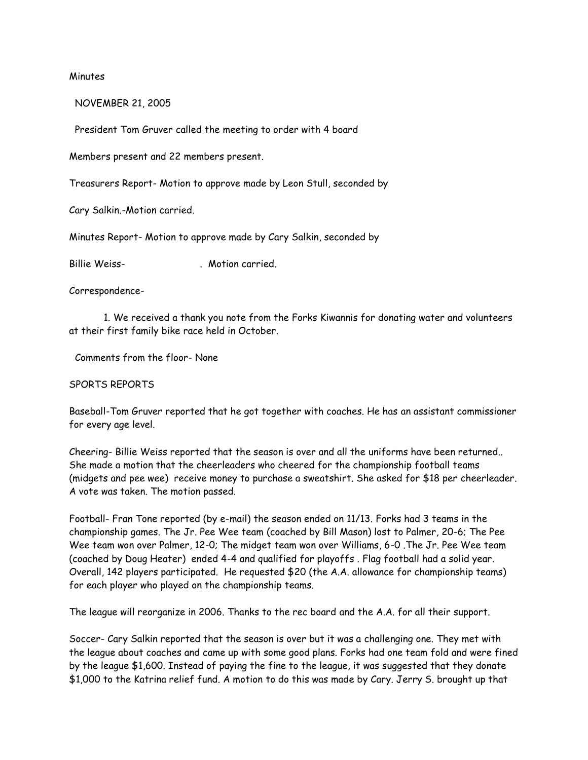Minutes

NOVEMBER 21, 2005

President Tom Gruver called the meeting to order with 4 board

Members present and 22 members present.

Treasurers Report- Motion to approve made by Leon Stull, seconded by

Cary Salkin.-Motion carried.

Minutes Report- Motion to approve made by Cary Salkin, seconded by

Billie Weiss- . Motion carried.

Correspondence-

1. We received a thank you note from the Forks Kiwannis for donating water and volunteers at their first family bike race held in October.

Comments from the floor- None

SPORTS REPORTS

Baseball-Tom Gruver reported that he got together with coaches. He has an assistant commissioner for every age level.

Cheering- Billie Weiss reported that the season is over and all the uniforms have been returned.. She made a motion that the cheerleaders who cheered for the championship football teams (midgets and pee wee) receive money to purchase a sweatshirt. She asked for $18 per cheerleader. A vote was taken. The motion passed.

Football- Fran Tone reported (by e-mail) the season ended on 11/13. Forks had 3 teams in the championship games. The Jr. Pee Wee team (coached by Bill Mason) lost to Palmer, 20-6; The Pee Wee team won over Palmer, 12-0; The midget team won over Williams, 6-0 .The Jr. Pee Wee team (coached by Doug Heater) ended 4-4 and qualified for playoffs . Flag football had a solid year. Overall, 142 players participated. He requested $20 (the A.A. allowance for championship teams) for each player who played on the championship teams.

The league will reorganize in 2006. Thanks to the rec board and the A.A. for all their support.

Soccer- Cary Salkin reported that the season is over but it was a challenging one. They met with the league about coaches and came up with some good plans. Forks had one team fold and were fined by the league $1,600. Instead of paying the fine to the league, it was suggested that they donate $1,000 to the Katrina relief fund. A motion to do this was made by Cary. Jerry S. brought up that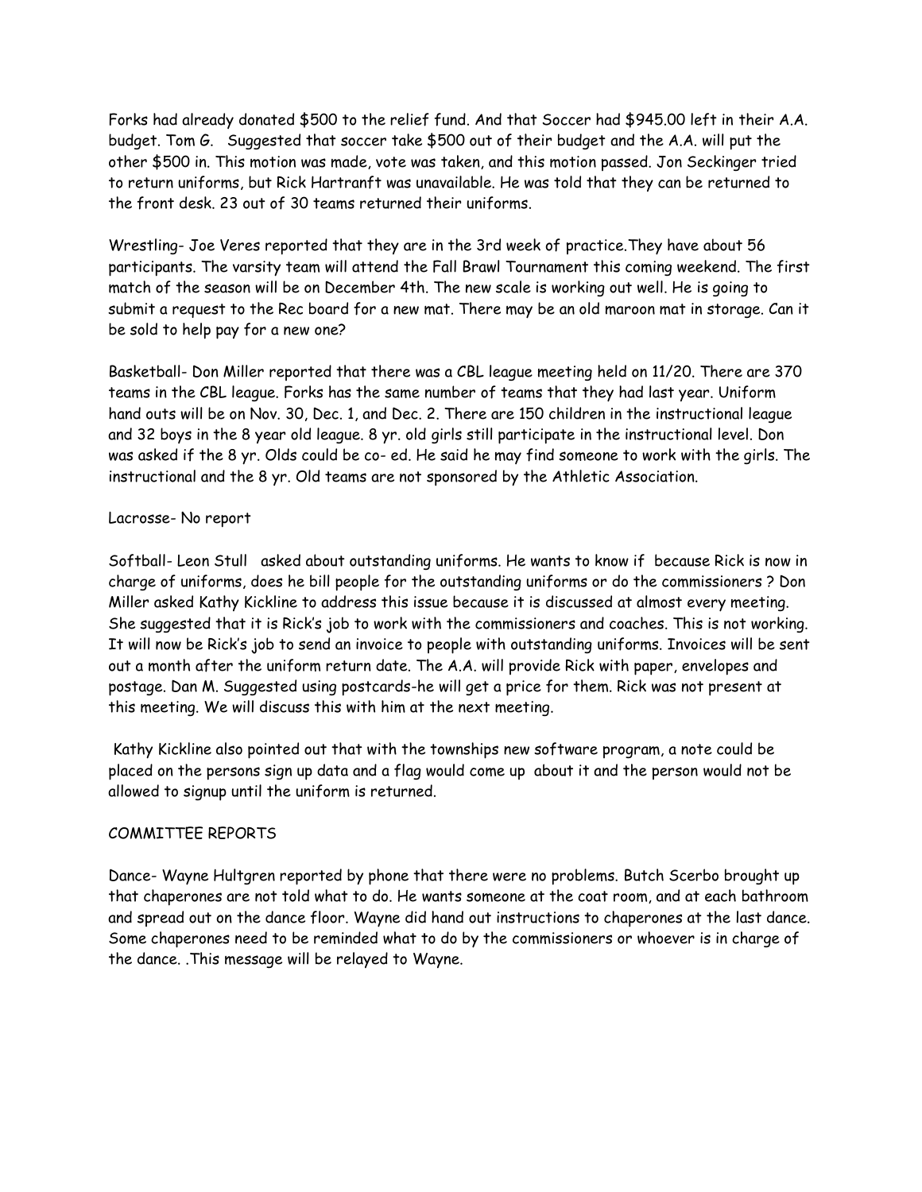Forks had already donated $500 to the relief fund. And that Soccer had $945.00 left in their A.A. budget. Tom G.   Suggested that soccer take $500 out of their budget and the A.A. will put the other $500 in. This motion was made, vote was taken, and this motion passed. Jon Seckinger tried to return uniforms, but Rick Hartranft was unavailable. He was told that they can be returned to the front desk. 23 out of 30 teams returned their uniforms.

Wrestling- Joe Veres reported that they are in the 3rd week of practice.They have about 56 participants. The varsity team will attend the Fall Brawl Tournament this coming weekend. The first match of the season will be on December 4th. The new scale is working out well. He is going to submit a request to the Rec board for a new mat. There may be an old maroon mat in storage. Can it be sold to help pay for a new one?

Basketball- Don Miller reported that there was a CBL league meeting held on 11/20. There are 370 teams in the CBL league. Forks has the same number of teams that they had last year. Uniform hand outs will be on Nov. 30, Dec. 1, and Dec. 2. There are 150 children in the instructional league and 32 boys in the 8 year old league. 8 yr. old girls still participate in the instructional level. Don was asked if the 8 yr. Olds could be co- ed. He said he may find someone to work with the girls. The instructional and the 8 yr. Old teams are not sponsored by the Athletic Association.

Lacrosse- No report

Softball- Leon Stull   asked about outstanding uniforms. He wants to know if  because Rick is now in charge of uniforms, does he bill people for the outstanding uniforms or do the commissioners ? Don Miller asked Kathy Kickline to address this issue because it is discussed at almost every meeting. She suggested that it is Rick's job to work with the commissioners and coaches. This is not working. It will now be Rick's job to send an invoice to people with outstanding uniforms. Invoices will be sent out a month after the uniform return date. The A.A. will provide Rick with paper, envelopes and postage. Dan M. Suggested using postcards-he will get a price for them. Rick was not present at this meeting. We will discuss this with him at the next meeting.

Kathy Kickline also pointed out that with the townships new software program, a note could be placed on the persons sign up data and a flag would come up  about it and the person would not be allowed to signup until the uniform is returned.

COMMITTEE REPORTS

Dance- Wayne Hultgren reported by phone that there were no problems. Butch Scerbo brought up that chaperones are not told what to do. He wants someone at the coat room, and at each bathroom and spread out on the dance floor. Wayne did hand out instructions to chaperones at the last dance. Some chaperones need to be reminded what to do by the commissioners or whoever is in charge of the dance. .This message will be relayed to Wayne.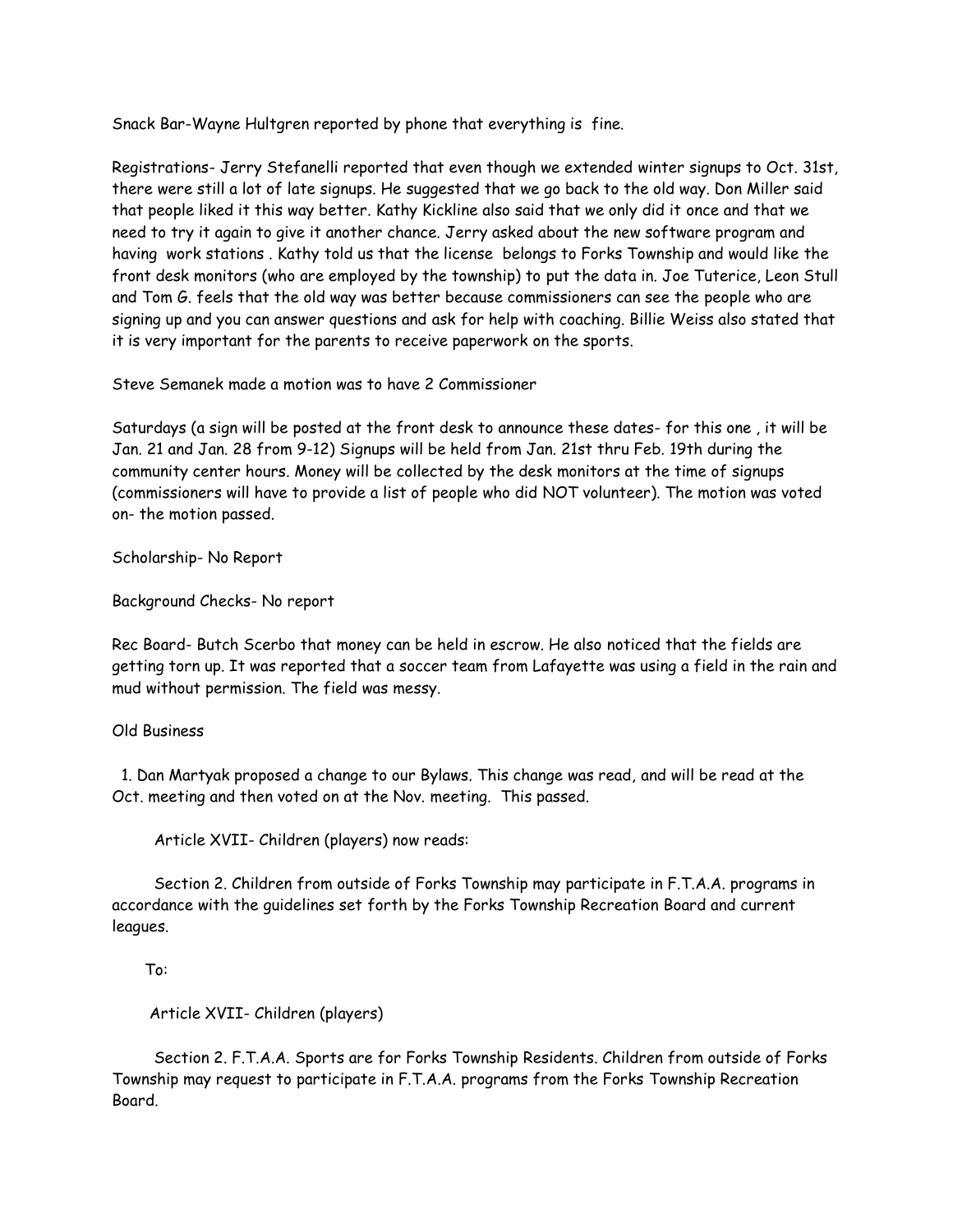Snack Bar-Wayne Hultgren reported by phone that everything is fine.

Registrations- Jerry Stefanelli reported that even though we extended winter signups to Oct. 31st, there were still a lot of late signups. He suggested that we go back to the old way. Don Miller said that people liked it this way better. Kathy Kickline also said that we only did it once and that we need to try it again to give it another chance. Jerry asked about the new software program and having work stations . Kathy told us that the license belongs to Forks Township and would like the front desk monitors (who are employed by the township) to put the data in. Joe Tuterice, Leon Stull and Tom G. feels that the old way was better because commissioners can see the people who are signing up and you can answer questions and ask for help with coaching. Billie Weiss also stated that it is very important for the parents to receive paperwork on the sports.

Steve Semanek made a motion was to have 2 Commissioner

Saturdays (a sign will be posted at the front desk to announce these dates- for this one , it will be Jan. 21 and Jan. 28 from 9-12) Signups will be held from Jan. 21st thru Feb. 19th during the community center hours. Money will be collected by the desk monitors at the time of signups (commissioners will have to provide a list of people who did NOT volunteer). The motion was voted on- the motion passed.

Scholarship- No Report

Background Checks- No report

Rec Board- Butch Scerbo that money can be held in escrow. He also noticed that the fields are getting torn up. It was reported that a soccer team from Lafayette was using a field in the rain and mud without permission. The field was messy.

Old Business

1. Dan Martyak proposed a change to our Bylaws. This change was read, and will be read at the Oct. meeting and then voted on at the Nov. meeting. This passed.

Article XVII- Children (players) now reads:

Section 2. Children from outside of Forks Township may participate in F.T.A.A. programs in accordance with the guidelines set forth by the Forks Township Recreation Board and current leagues.

To:

Article XVII- Children (players)

Section 2. F.T.A.A. Sports are for Forks Township Residents. Children from outside of Forks Township may request to participate in F.T.A.A. programs from the Forks Township Recreation Board.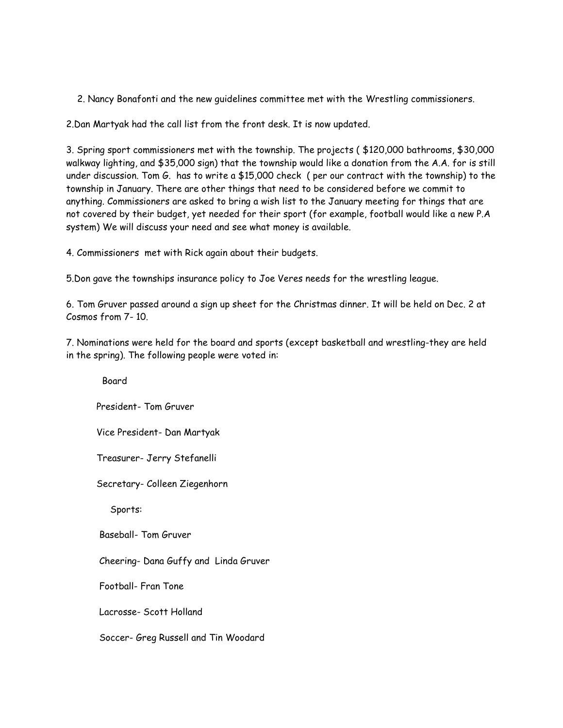2. Nancy Bonafonti and the new guidelines committee met with the Wrestling commissioners.

2.Dan Martyak had the call list from the front desk. It is now updated.

3. Spring sport commissioners met with the township. The projects ( $120,000 bathrooms, $30,000 walkway lighting, and $35,000 sign) that the township would like a donation from the A.A. for is still under discussion. Tom G.  has to write a $15,000 check  ( per our contract with the township) to the township in January. There are other things that need to be considered before we commit to anything. Commissioners are asked to bring a wish list to the January meeting for things that are not covered by their budget, yet needed for their sport (for example, football would like a new P.A system) We will discuss your need and see what money is available.

4. Commissioners  met with Rick again about their budgets.

5.Don gave the townships insurance policy to Joe Veres needs for the wrestling league.

6. Tom Gruver passed around a sign up sheet for the Christmas dinner. It will be held on Dec. 2 at Cosmos from 7- 10.

7. Nominations were held for the board and sports (except basketball and wrestling-they are held in the spring). The following people were voted in:

Board

President- Tom Gruver

Vice President- Dan Martyak

Treasurer- Jerry Stefanelli

Secretary- Colleen Ziegenhorn

Sports:

Baseball- Tom Gruver

Cheering- Dana Guffy and  Linda Gruver

Football- Fran Tone

Lacrosse- Scott Holland

Soccer- Greg Russell and Tin Woodard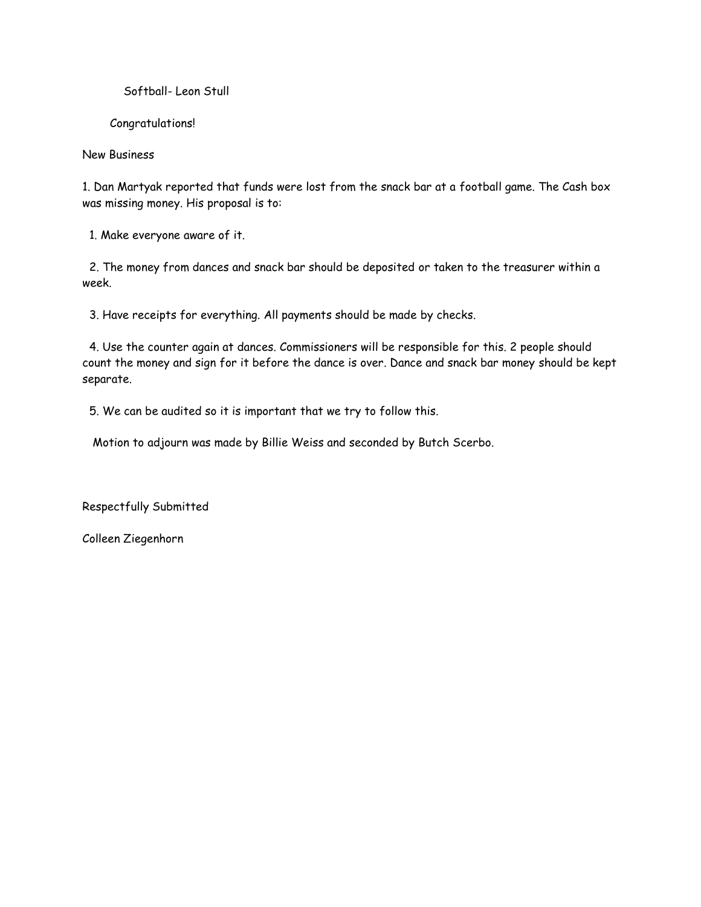Softball- Leon Stull

Congratulations!

New Business

1. Dan Martyak reported that funds were lost from the snack bar at a football game. The Cash box was missing money. His proposal is to:

   1. Make everyone aware of it.

   2. The money from dances and snack bar should be deposited or taken to the treasurer within a week.

   3. Have receipts for everything. All payments should be made by checks.

   4. Use the counter again at dances. Commissioners will be responsible for this. 2 people should count the money and sign for it before the dance is over. Dance and snack bar money should be kept separate.

   5. We can be audited so it is important that we try to follow this.

Motion to adjourn was made by Billie Weiss and seconded by Butch Scerbo.

Respectfully Submitted

Colleen Ziegenhorn